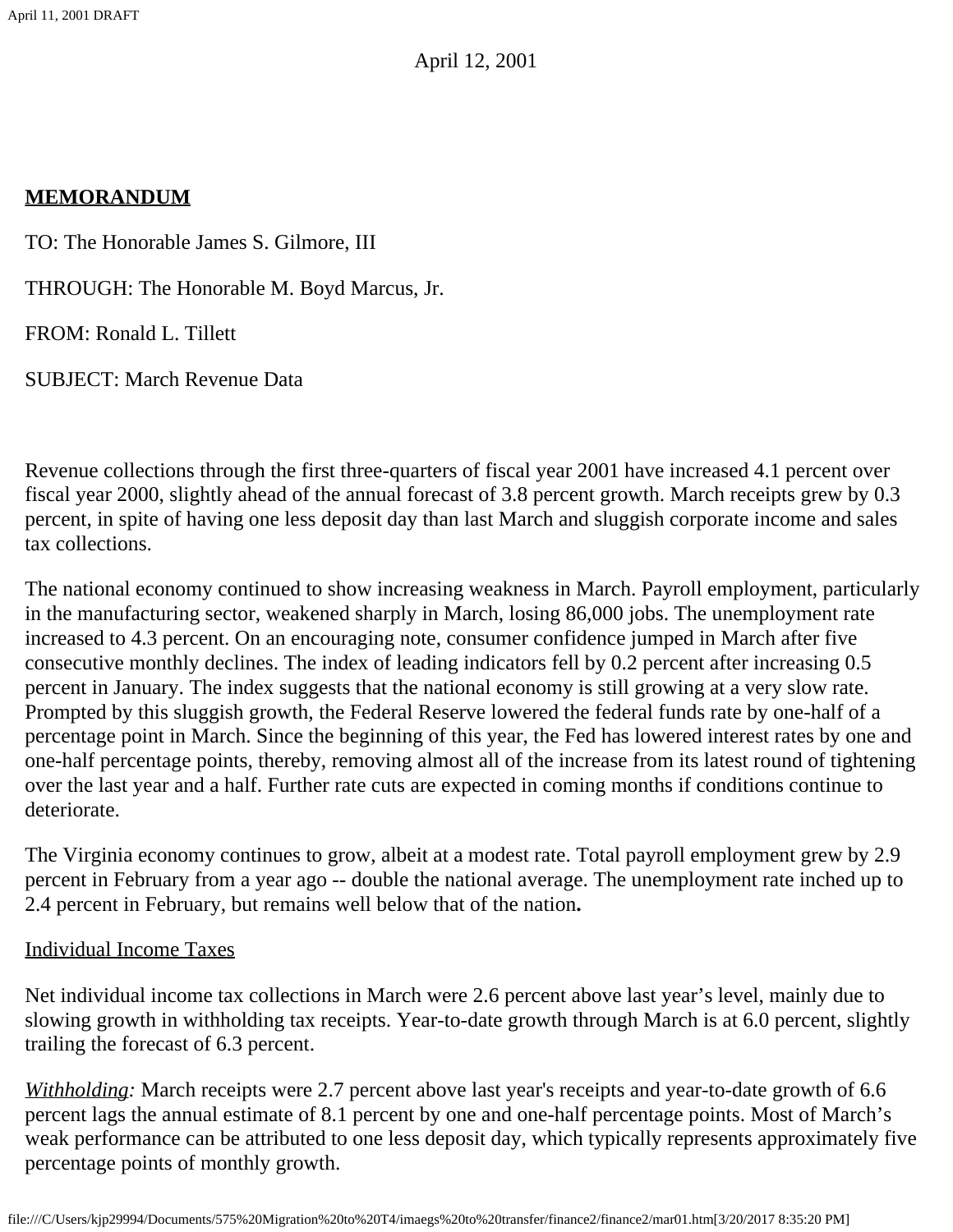April 12, 2001

**MEMORANDUM**

TO: The Honorable James S. Gilmore, III

THROUGH: The Honorable M. Boyd Marcus, Jr.

FROM: Ronald L. Tillett

SUBJECT: March Revenue Data

Revenue collections through the first three-quarters of fiscal year 2001 have increased 4.1 percent over fiscal year 2000, slightly ahead of the annual forecast of 3.8 percent growth. March receipts grew by 0.3 percent, in spite of having one less deposit day than last March and sluggish corporate income and sales tax collections.

The national economy continued to show increasing weakness in March. Payroll employment, particularly in the manufacturing sector, weakened sharply in March, losing 86,000 jobs. The unemployment rate increased to 4.3 percent. On an encouraging note, consumer confidence jumped in March after five consecutive monthly declines. The index of leading indicators fell by 0.2 percent after increasing 0.5 percent in January. The index suggests that the national economy is still growing at a very slow rate. Prompted by this sluggish growth, the Federal Reserve lowered the federal funds rate by one-half of a percentage point in March. Since the beginning of this year, the Fed has lowered interest rates by one and one-half percentage points, thereby, removing almost all of the increase from its latest round of tightening over the last year and a half. Further rate cuts are expected in coming months if conditions continue to deteriorate.

The Virginia economy continues to grow, albeit at a modest rate. Total payroll employment grew by 2.9 percent in February from a year ago -- double the national average. The unemployment rate inched up to 2.4 percent in February, but remains well below that of the nation**.**

Individual Income Taxes

Net individual income tax collections in March were 2.6 percent above last year's level, mainly due to slowing growth in withholding tax receipts. Year-to-date growth through March is at 6.0 percent, slightly trailing the forecast of 6.3 percent.

*Withholding:* March receipts were 2.7 percent above last year's receipts and year-to-date growth of 6.6 percent lags the annual estimate of 8.1 percent by one and one-half percentage points. Most of March's weak performance can be attributed to one less deposit day, which typically represents approximately five percentage points of monthly growth.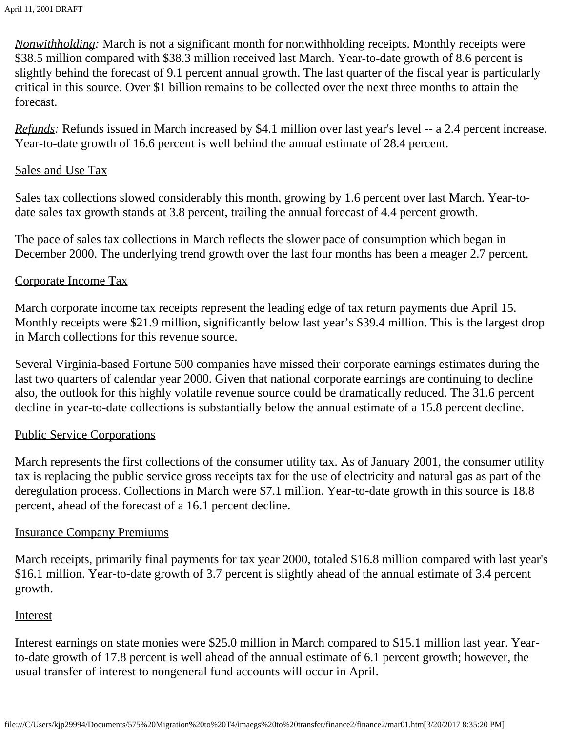*Nonwithholding:* March is not a significant month for nonwithholding receipts. Monthly receipts were $38.5 million compared with $38.3 million received last March. Year-to-date growth of 8.6 percent is slightly behind the forecast of 9.1 percent annual growth. The last quarter of the fiscal year is particularly critical in this source. Over $1 billion remains to be collected over the next three months to attain the forecast.

*Refunds:* Refunds issued in March increased by $4.1 million over last year's level -- a 2.4 percent increase. Year-to-date growth of 16.6 percent is well behind the annual estimate of 28.4 percent.

Sales and Use Tax

Sales tax collections slowed considerably this month, growing by 1.6 percent over last March. Year-to-date sales tax growth stands at 3.8 percent, trailing the annual forecast of 4.4 percent growth.

The pace of sales tax collections in March reflects the slower pace of consumption which began in December 2000. The underlying trend growth over the last four months has been a meager 2.7 percent.

Corporate Income Tax

March corporate income tax receipts represent the leading edge of tax return payments due April 15. Monthly receipts were $21.9 million, significantly below last year's $39.4 million. This is the largest drop in March collections for this revenue source.

Several Virginia-based Fortune 500 companies have missed their corporate earnings estimates during the last two quarters of calendar year 2000. Given that national corporate earnings are continuing to decline also, the outlook for this highly volatile revenue source could be dramatically reduced. The 31.6 percent decline in year-to-date collections is substantially below the annual estimate of a 15.8 percent decline.

Public Service Corporations

March represents the first collections of the consumer utility tax. As of January 2001, the consumer utility tax is replacing the public service gross receipts tax for the use of electricity and natural gas as part of the deregulation process. Collections in March were $7.1 million. Year-to-date growth in this source is 18.8 percent, ahead of the forecast of a 16.1 percent decline.

Insurance Company Premiums

March receipts, primarily final payments for tax year 2000, totaled $16.8 million compared with last year's $16.1 million. Year-to-date growth of 3.7 percent is slightly ahead of the annual estimate of 3.4 percent growth.

Interest

Interest earnings on state monies were $25.0 million in March compared to $15.1 million last year. Year-to-date growth of 17.8 percent is well ahead of the annual estimate of 6.1 percent growth; however, the usual transfer of interest to nongeneral fund accounts will occur in April.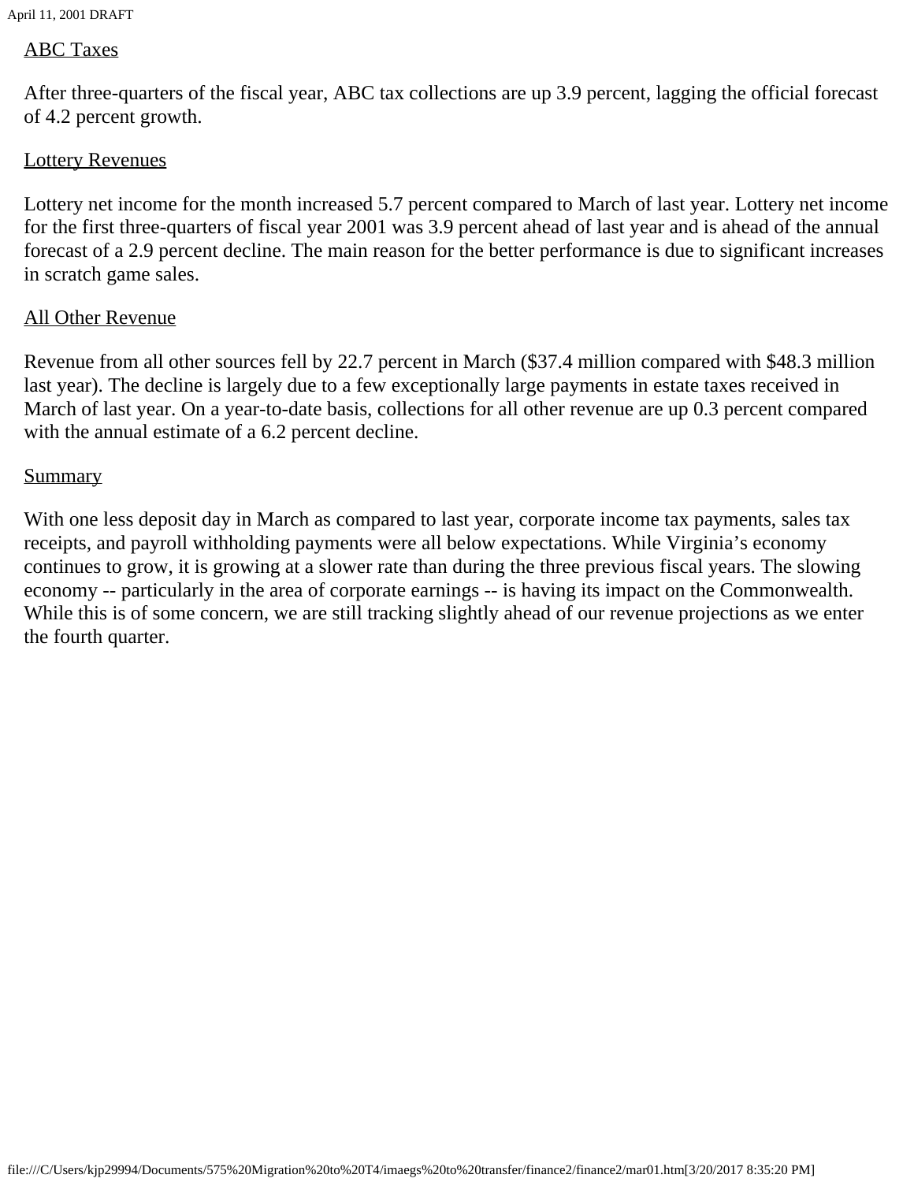## ABC Taxes

After three-quarters of the fiscal year, ABC tax collections are up 3.9 percent, lagging the official forecast of 4.2 percent growth.

## Lottery Revenues

Lottery net income for the month increased 5.7 percent compared to March of last year. Lottery net income for the first three-quarters of fiscal year 2001 was 3.9 percent ahead of last year and is ahead of the annual forecast of a 2.9 percent decline. The main reason for the better performance is due to significant increases in scratch game sales.

## All Other Revenue

Revenue from all other sources fell by 22.7 percent in March ($37.4 million compared with $48.3 million last year). The decline is largely due to a few exceptionally large payments in estate taxes received in March of last year. On a year-to-date basis, collections for all other revenue are up 0.3 percent compared with the annual estimate of a 6.2 percent decline.

## Summary

With one less deposit day in March as compared to last year, corporate income tax payments, sales tax receipts, and payroll withholding payments were all below expectations. While Virginia's economy continues to grow, it is growing at a slower rate than during the three previous fiscal years. The slowing economy -- particularly in the area of corporate earnings -- is having its impact on the Commonwealth. While this is of some concern, we are still tracking slightly ahead of our revenue projections as we enter the fourth quarter.